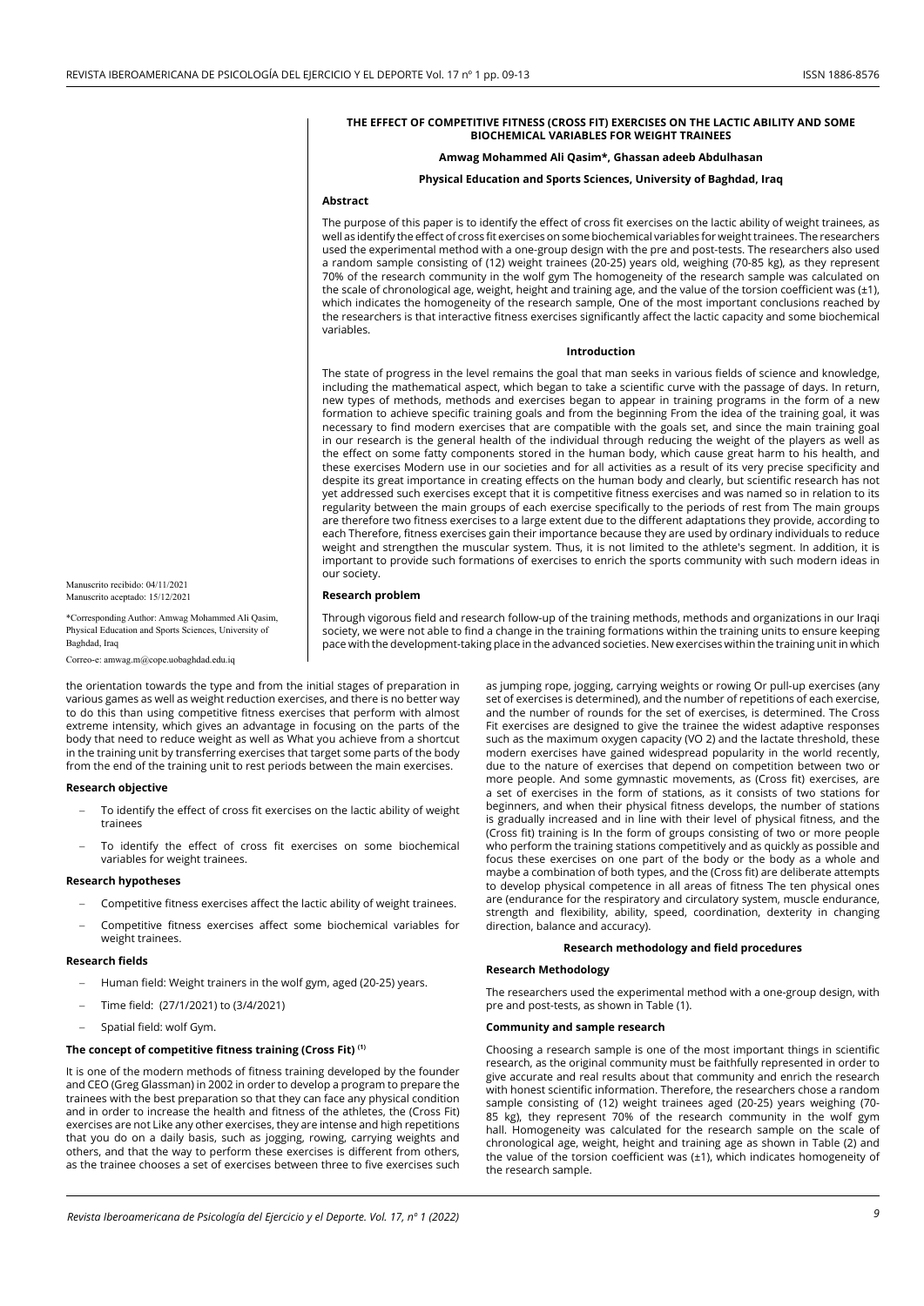# THE EFFECT OF COMPETITIVE FITNESS (CROSS FIT) EXERCISES ON THE LACTIC ABILITY AND SOME BIOCHEMICAL VARIABLES FOR WEIGHT TRAINEES

**Amwag Mohammed Ali Qasim\*, Ghassan adeeb Abdulhasan**

**Physical Education and Sports Sciences, University of Baghdad, Iraq**

Manuscrito recibido: 04/11/2021
Manuscrito aceptado: 15/12/2021

\*Corresponding Author: Amwag Mohammed Ali Qasim, Physical Education and Sports Sciences, University of Baghdad, Iraq

Correo-e: amwag.m@cope.uobaghdad.edu.iq

## Abstract

The purpose of this paper is to identify the effect of cross fit exercises on the lactic ability of weight trainees, as well as identify the effect of cross fit exercises on some biochemical variables for weight trainees. The researchers used the experimental method with a one-group design with the pre and post-tests. The researchers also used a random sample consisting of (12) weight trainees (20-25) years old, weighing (70-85 kg), as they represent 70% of the research community in the wolf gym The homogeneity of the research sample was calculated on the scale of chronological age, weight, height and training age, and the value of the torsion coefficient was (±1), which indicates the homogeneity of the research sample, One of the most important conclusions reached by the researchers is that interactive fitness exercises significantly affect the lactic capacity and some biochemical variables.

## Introduction

The state of progress in the level remains the goal that man seeks in various fields of science and knowledge, including the mathematical aspect, which began to take a scientific curve with the passage of days. In return, new types of methods, methods and exercises began to appear in training programs in the form of a new formation to achieve specific training goals and from the beginning From the idea of the training goal, it was necessary to find modern exercises that are compatible with the goals set, and since the main training goal in our research is the general health of the individual through reducing the weight of the players as well as the effect on some fatty components stored in the human body, which cause great harm to his health, and these exercises Modern use in our societies and for all activities as a result of its very precise specificity and despite its great importance in creating effects on the human body and clearly, but scientific research has not yet addressed such exercises except that it is competitive fitness exercises and was named so in relation to its regularity between the main groups of each exercise specifically to the periods of rest from The main groups are therefore two fitness exercises to a large extent due to the different adaptations they provide, according to each Therefore, fitness exercises gain their importance because they are used by ordinary individuals to reduce weight and strengthen the muscular system. Thus, it is not limited to the athlete's segment. In addition, it is important to provide such formations of exercises to enrich the sports community with such modern ideas in our society.

### Research problem

Through vigorous field and research follow-up of the training methods, methods and organizations in our Iraqi society, we were not able to find a change in the training formations within the training units to ensure keeping pace with the development-taking place in the advanced societies. New exercises within the training unit in which the orientation towards the type and from the initial stages of preparation in various games as well as weight reduction exercises, and there is no better way to do this than using competitive fitness exercises that perform with almost extreme intensity, which gives an advantage in focusing on the parts of the body that need to reduce weight as well as What you achieve from a shortcut in the training unit by transferring exercises that target some parts of the body from the end of the training unit to rest periods between the main exercises.

### Research objective

- To identify the effect of cross fit exercises on the lactic ability of weight trainees
- To identify the effect of cross fit exercises on some biochemical variables for weight trainees.

### Research hypotheses

- Competitive fitness exercises affect the lactic ability of weight trainees.
- Competitive fitness exercises affect some biochemical variables for weight trainees.

### Research fields

- Human field: Weight trainers in the wolf gym, aged (20-25) years.
- Time field: (27/1/2021) to (3/4/2021)
- Spatial field: wolf Gym.

### The concept of competitive fitness training (Cross Fit) [1]

It is one of the modern methods of fitness training developed by the founder and CEO (Greg Glassman) in 2002 in order to develop a program to prepare the trainees with the best preparation so that they can face any physical condition and in order to increase the health and fitness of the athletes, the (Cross Fit) exercises are not Like any other exercises, they are intense and high repetitions that you do on a daily basis, such as jogging, rowing, carrying weights and others, and that the way to perform these exercises is different from others, as the trainee chooses a set of exercises between three to five exercises such as jumping rope, jogging, carrying weights or rowing Or pull-up exercises (any set of exercises is determined), and the number of repetitions of each exercise, and the number of rounds for the set of exercises, is determined. The Cross Fit exercises are designed to give the trainee the widest adaptive responses such as the maximum oxygen capacity (VO 2) and the lactate threshold, these modern exercises have gained widespread popularity in the world recently, due to the nature of exercises that depend on competition between two or more people. And some gymnastic movements, as (Cross fit) exercises, are a set of exercises in the form of stations, as it consists of two stations for beginners, and when their physical fitness develops, the number of stations is gradually increased and in line with their level of physical fitness, and the (Cross fit) training is In the form of groups consisting of two or more people who perform the training stations competitively and as quickly as possible and focus these exercises on one part of the body or the body as a whole and maybe a combination of both types, and the (Cross fit) are deliberate attempts to develop physical competence in all areas of fitness The ten physical ones are (endurance for the respiratory and circulatory system, muscle endurance, strength and flexibility, ability, speed, coordination, dexterity in changing direction, balance and accuracy).

## Research methodology and field procedures

### Research Methodology

The researchers used the experimental method with a one-group design, with pre and post-tests, as shown in Table (1).

### Community and sample research

Choosing a research sample is one of the most important things in scientific research, as the original community must be faithfully represented in order to give accurate and real results about that community and enrich the research with honest scientific information. Therefore, the researchers chose a random sample consisting of (12) weight trainees aged (20-25) years weighing (70-85 kg), they represent 70% of the research community in the wolf gym hall. Homogeneity was calculated for the research sample on the scale of chronological age, weight, height and training age as shown in Table (2) and the value of the torsion coefficient was (±1), which indicates homogeneity of the research sample.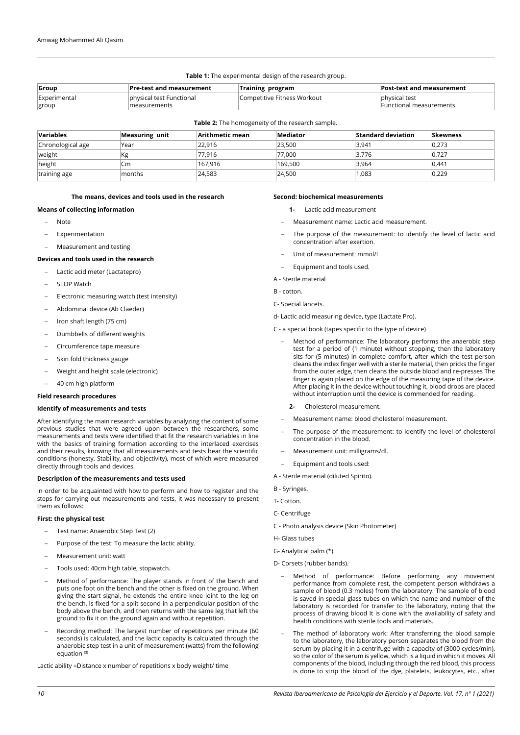**Table 1:** The experimental design of the research group.

| Group | Pre-test and measurement | Training program | Post-test and measurement |
|---|---|---|---|
| Experimental group | physical test Functional measurements | Competitive Fitness Workout | physical test Functional measurements |

**Table 2:** The homogeneity of the research sample.

| Variables | Measuring unit | Arithmetic mean | Mediator | Standard deviation | Skewness |
|---|---|---|---|---|---|
| Chronological age | Year | 22,916 | 23,500 | 3,941 | 0,273 |
| weight | Kg | 77,916 | 77,000 | 3,776 | 0,727 |
| height | Cm | 167,916 | 169,500 | 3,964 | 0,441 |
| training age | months | 24,583 | 24,500 | 1,083 | 0,229 |

**The means, devices and tools used in the research**

**Means of collecting information**

- Note
- Experimentation
- Measurement and testing

**Devices and tools used in the research**

- Lactic acid meter (Lactatepro)
- STOP Watch
- Electronic measuring watch (test intensity)
- Abdominal device (Ab Claeder)
- Iron shaft length (75 cm)
- Dumbbells of different weights
- Circumference tape measure
- Skin fold thickness gauge
- Weight and height scale (electronic)
- 40 cm high platform

**Field research procedures**

**Identify of measurements and tests**

After identifying the main research variables by analyzing the content of some previous studies that were agreed upon between the researchers, some measurements and tests were identified that fit the research variables in line with the basics of training formation according to the interlaced exercises and their results, knowing that all measurements and tests bear the scientific conditions (honesty, Stability, and objectivity), most of which were measured directly through tools and devices.

**Description of the measurements and tests used**

In order to be acquainted with how to perform and how to register and the steps for carrying out measurements and tests, it was necessary to present them as follows:

**First: the physical test**

- Test name: Anaerobic Step Test (2)
- Purpose of the test: To measure the lactic ability.
- Measurement unit: watt
- Tools used: 40cm high table, stopwatch.
- Method of performance: The player stands in front of the bench and puts one foot on the bench and the other is fixed on the ground. When giving the start signal, he extends the entire knee joint to the leg on the bench, is fixed for a split second in a perpendicular position of the body above the bench, and then returns with the same leg that left the ground to fix it on the ground again and without repetition.
- Recording method: The largest number of repetitions per minute (60 seconds) is calculated, and the lactic capacity is calculated through the anaerobic step test in a unit of measurement (watts) from the following equation [3]

Lactic ability =Distance x number of repetitions x body weight/ time

**Second: biochemical measurements**

**1-** Lactic acid measurement

- Measurement name: Lactic acid measurement.
- The purpose of the measurement: to identify the level of lactic acid concentration after exertion.
- Unit of measurement: mmol/L
- Equipment and tools used.

A - Sterile material

B - cotton.

C- Special lancets.

d- Lactic acid measuring device, type (Lactate Pro).

C - a special book (tapes specific to the type of device)

- Method of performance: The laboratory performs the anaerobic step test for a period of (1 minute) without stopping, then the laboratory sits for (5 minutes) in complete comfort, after which the test person cleans the index finger well with a sterile material, then pricks the finger from the outer edge, then cleans the outside blood and re-presses The finger is again placed on the edge of the measuring tape of the device. After placing it in the device without touching it, blood drops are placed without interruption until the device is commended for reading.

**2-** Cholesterol measurement.

- Measurement name: blood cholesterol measurement.
- The purpose of the measurement: to identify the level of cholesterol concentration in the blood.
- Measurement unit: milligrams/dl.
- Equipment and tools used:

A - Sterile material (diluted Spirito).

B - Syringes.

T- Cotton.

C- Centrifuge

C - Photo analysis device (Skin Photometer)

H- Glass tubes

G- Analytical palm (*).

D- Corsets (rubber bands).

- Method of performance: Before performing any movement performance from complete rest, the competent person withdraws a sample of blood (0.3 moles) from the laboratory. The sample of blood is saved in special glass tubes on which the name and number of the laboratory is recorded for transfer to the laboratory, noting that the process of drawing blood It is done with the availability of safety and health conditions with sterile tools and materials.
- The method of laboratory work: After transferring the blood sample to the laboratory, the laboratory person separates the blood from the serum by placing it in a centrifuge with a capacity of (3000 cycles/min), so the color of the serum is yellow, which is a liquid in which it moves. All components of the blood, including through the red blood, this process is done to strip the blood of the dye, platelets, leukocytes, etc., after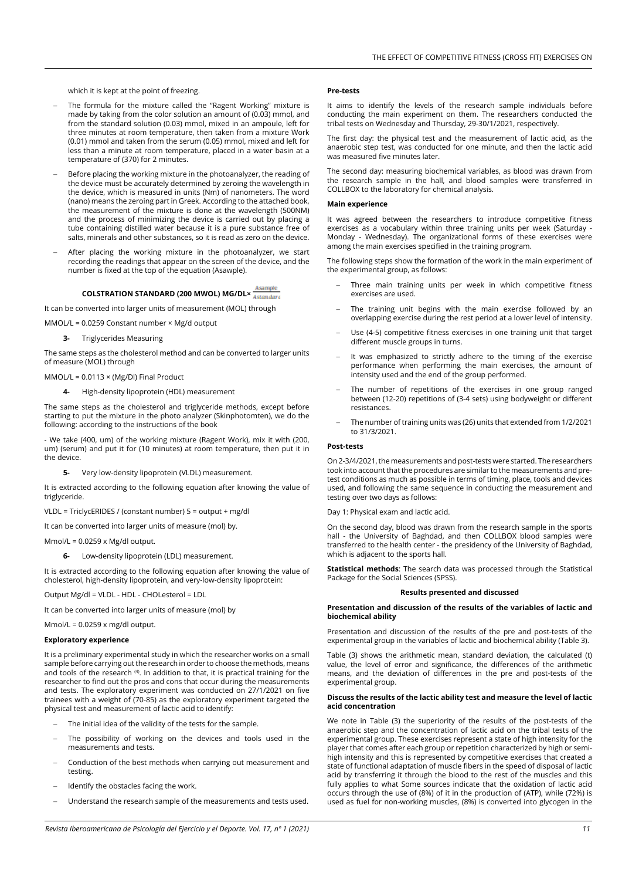which it is kept at the point of freezing.

- The formula for the mixture called the "Ragent Working" mixture is made by taking from the color solution an amount of (0.03) mmol, and from the standard solution (0.03) mmol, mixed in an ampoule, left for three minutes at room temperature, then taken from a mixture Work (0.01) mmol and taken from the serum (0.05) mmol, mixed and left for less than a minute at room temperature, placed in a water basin at a temperature of (370) for 2 minutes.
- Before placing the working mixture in the photoanalyzer, the reading of the device must be accurately determined by zeroing the wavelength in the device, which is measured in units (Nm) of nanometers. The word (nano) means the zeroing part in Greek. According to the attached book, the measurement of the mixture is done at the wavelength (500NM) and the process of minimizing the device is carried out by placing a tube containing distilled water because it is a pure substance free of salts, minerals and other substances, so it is read as zero on the device.
- After placing the working mixture in the photoanalyzer, we start recording the readings that appear on the screen of the device, and the number is fixed at the top of the equation (Asawple).

**COLSTRATION STANDARD (200 MWOL) MG/DL×** $\frac{Asample}{Astandard}$

It can be converted into larger units of measurement (MOL) through

MMOL/L = 0.0259 Constant number × Mg/d output

**3-** Triglycerides Measuring

The same steps as the cholesterol method and can be converted to larger units of measure (MOL) through

MMOL/L = 0.0113 × (Mg/Dl) Final Product

**4-** High-density lipoprotein (HDL) measurement

The same steps as the cholesterol and triglyceride methods, except before starting to put the mixture in the photo analyzer (Skinphotomten), we do the following: according to the instructions of the book

- We take (400, um) of the working mixture (Ragent Work), mix it with (200, um) (serum) and put it for (10 minutes) at room temperature, then put it in the device.

**5-** Very low-density lipoprotein (VLDL) measurement.

It is extracted according to the following equation after knowing the value of triglyceride.

VLDL = TriclycERIDES / (constant number) 5 = output + mg/dl

It can be converted into larger units of measure (mol) by.

Mmol/L = 0.0259 x Mg/dl output.

**6-** Low-density lipoprotein (LDL) measurement.

It is extracted according to the following equation after knowing the value of cholesterol, high-density lipoprotein, and very-low-density lipoprotein:

Output Mg/dl = VLDL - HDL - CHOLesterol = LDL

It can be converted into larger units of measure (mol) by

Mmol/L = 0.0259 x mg/dl output.

**Exploratory experience**

It is a preliminary experimental study in which the researcher works on a small sample before carrying out the research in order to choose the methods, means and tools of the research [4]. In addition to that, it is practical training for the researcher to find out the pros and cons that occur during the measurements and tests. The exploratory experiment was conducted on 27/1/2021 on five trainees with a weight of (70-85) as the exploratory experiment targeted the physical test and measurement of lactic acid to identify:

- The initial idea of the validity of the tests for the sample.
- The possibility of working on the devices and tools used in the measurements and tests.
- Conduction of the best methods when carrying out measurement and testing.
- Identify the obstacles facing the work.
- Understand the research sample of the measurements and tests used.

**Pre-tests**

It aims to identify the levels of the research sample individuals before conducting the main experiment on them. The researchers conducted the tribal tests on Wednesday and Thursday, 29-30/1/2021, respectively.

The first day: the physical test and the measurement of lactic acid, as the anaerobic step test, was conducted for one minute, and then the lactic acid was measured five minutes later.

The second day: measuring biochemical variables, as blood was drawn from the research sample in the hall, and blood samples were transferred in COLLBOX to the laboratory for chemical analysis.

**Main experience**

It was agreed between the researchers to introduce competitive fitness exercises as a vocabulary within three training units per week (Saturday - Monday - Wednesday). The organizational forms of these exercises were among the main exercises specified in the training program.

The following steps show the formation of the work in the main experiment of the experimental group, as follows:

- Three main training units per week in which competitive fitness exercises are used.
- The training unit begins with the main exercise followed by an overlapping exercise during the rest period at a lower level of intensity.
- Use (4-5) competitive fitness exercises in one training unit that target different muscle groups in turns.
- It was emphasized to strictly adhere to the timing of the exercise performance when performing the main exercises, the amount of intensity used and the end of the group performed.
- The number of repetitions of the exercises in one group ranged between (12-20) repetitions of (3-4 sets) using bodyweight or different resistances.
- The number of training units was (26) units that extended from 1/2/2021 to 31/3/2021.

**Post-tests**

On 2-3/4/2021, the measurements and post-tests were started. The researchers took into account that the procedures are similar to the measurements and pre-test conditions as much as possible in terms of timing, place, tools and devices used, and following the same sequence in conducting the measurement and testing over two days as follows:

Day 1: Physical exam and lactic acid.

On the second day, blood was drawn from the research sample in the sports hall - the University of Baghdad, and then COLLBOX blood samples were transferred to the health center - the presidency of the University of Baghdad, which is adjacent to the sports hall.

**Statistical methods**: The search data was processed through the Statistical Package for the Social Sciences (SPSS).

## Results presented and discussed

**Presentation and discussion of the results of the variables of lactic and biochemical ability**

Presentation and discussion of the results of the pre and post-tests of the experimental group in the variables of lactic and biochemical ability (Table 3).

Table (3) shows the arithmetic mean, standard deviation, the calculated (t) value, the level of error and significance, the differences of the arithmetic means, and the deviation of differences in the pre and post-tests of the experimental group.

**Discuss the results of the lactic ability test and measure the level of lactic acid concentration**

We note in Table (3) the superiority of the results of the post-tests of the anaerobic step and the concentration of lactic acid on the tribal tests of the experimental group. These exercises represent a state of high intensity for the player that comes after each group or repetition characterized by high or semi-high intensity and this is represented by competitive exercises that created a state of functional adaptation of muscle fibers in the speed of disposal of lactic acid by transferring it through the blood to the rest of the muscles and this fully applies to what Some sources indicate that the oxidation of lactic acid occurs through the use of (8%) of it in the production of (ATP), while (72%) is used as fuel for non-working muscles, (8%) is converted into glycogen in the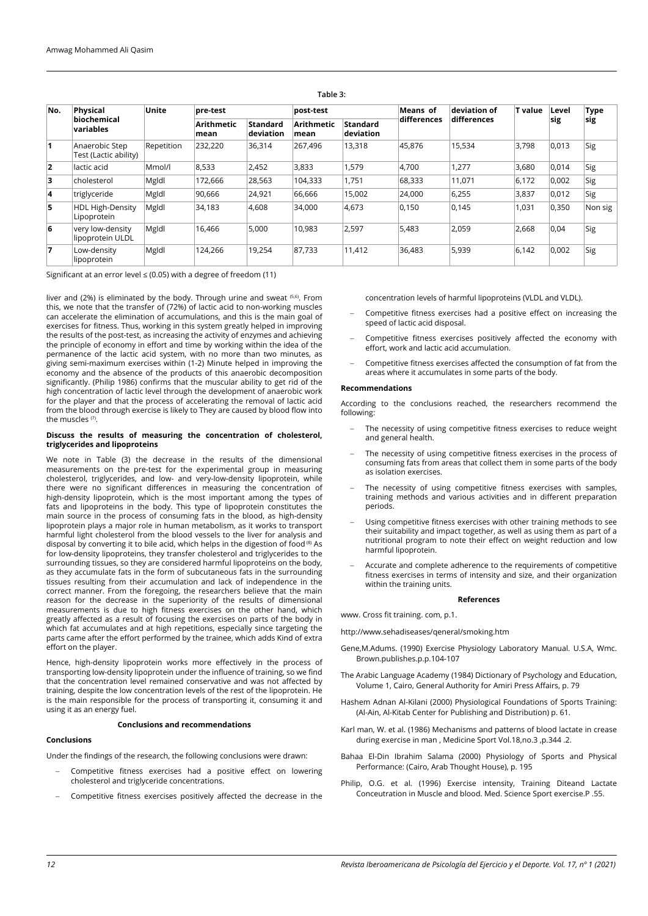Table 3:

| No. | Physical biochemical variables | Unite | pre-test | | post-test | | Means of differences | deviation of differences | T value | Level sig | Type sig |
|---|---|---|---|---|---|---|---|---|---|---|---|
| | | | Arithmetic mean | Standard deviation | Arithmetic mean | Standard deviation | | | | | |
| 1 | Anaerobic Step Test (Lactic ability) | Repetition | 232,220 | 36,314 | 267,496 | 13,318 | 45,876 | 15,534 | 3,798 | 0,013 | Sig |
| 2 | lactic acid | Mmol/l | 8,533 | 2,452 | 3,833 | 1,579 | 4,700 | 1,277 | 3,680 | 0,014 | Sig |
| 3 | cholesterol | Mgldl | 172,666 | 28,563 | 104,333 | 1,751 | 68,333 | 11,071 | 6,172 | 0,002 | Sig |
| 4 | triglyceride | Mgldl | 90,666 | 24,921 | 66,666 | 15,002 | 24,000 | 6,255 | 3,837 | 0,012 | Sig |
| 5 | HDL High-Density Lipoprotein | Mgldl | 34,183 | 4,608 | 34,000 | 4,673 | 0,150 | 0,145 | 1,031 | 0,350 | Non sig |
| 6 | very low-density lipoprotein ULDL | Mgldl | 16,466 | 5,000 | 10,983 | 2,597 | 5,483 | 2,059 | 2,668 | 0,04 | Sig |
| 7 | Low-density lipoprotein | Mgldl | 124,266 | 19,254 | 87,733 | 11,412 | 36,483 | 5,939 | 6,142 | 0,002 | Sig |

Significant at an error level ≤ (0.05) with a degree of freedom (11)

liver and (2%) is eliminated by the body. Through urine and sweat [5,6]. From this, we note that the transfer of (72%) of lactic acid to non-working muscles can accelerate the elimination of accumulations, and this is the main goal of exercises for fitness. Thus, working in this system greatly helped in improving the results of the post-test, as increasing the activity of enzymes and achieving the principle of economy in effort and time by working within the idea of the permanence of the lactic acid system, with no more than two minutes, as giving semi-maximum exercises within (1-2) Minute helped in improving the economy and the absence of the products of this anaerobic decomposition significantly. (Philip 1986) confirms that the muscular ability to get rid of the high concentration of lactic level through the development of anaerobic work for the player and that the process of accelerating the removal of lactic acid from the blood through exercise is likely to They are caused by blood flow into the muscles [7].

#### Discuss the results of measuring the concentration of cholesterol, triglycerides and lipoproteins

We note in Table (3) the decrease in the results of the dimensional measurements on the pre-test for the experimental group in measuring cholesterol, triglycerides, and low- and very-low-density lipoprotein, while there were no significant differences in measuring the concentration of high-density lipoprotein, which is the most important among the types of fats and lipoproteins in the body. This type of lipoprotein constitutes the main source in the process of consuming fats in the blood, as high-density lipoprotein plays a major role in human metabolism, as it works to transport harmful light cholesterol from the blood vessels to the liver for analysis and disposal by converting it to bile acid, which helps in the digestion of food [8] As for low-density lipoproteins, they transfer cholesterol and triglycerides to the surrounding tissues, so they are considered harmful lipoproteins on the body, as they accumulate fats in the form of subcutaneous fats in the surrounding tissues resulting from their accumulation and lack of independence in the correct manner. From the foregoing, the researchers believe that the main reason for the decrease in the superiority of the results of dimensional measurements is due to high fitness exercises on the other hand, which greatly affected as a result of focusing the exercises on parts of the body in which fat accumulates and at high repetitions, especially since targeting the parts came after the effort performed by the trainee, which adds Kind of extra effort on the player.

Hence, high-density lipoprotein works more effectively in the process of transporting low-density lipoprotein under the influence of training, so we find that the concentration level remained conservative and was not affected by training, despite the low concentration levels of the rest of the lipoprotein. He is the main responsible for the process of transporting it, consuming it and using it as an energy fuel.

## Conclusions and recommendations

### Conclusions

Under the findings of the research, the following conclusions were drawn:

- Competitive fitness exercises had a positive effect on lowering cholesterol and triglyceride concentrations.
- Competitive fitness exercises positively affected the decrease in the concentration levels of harmful lipoproteins (VLDL and VLDL).
- Competitive fitness exercises had a positive effect on increasing the speed of lactic acid disposal.
- Competitive fitness exercises positively affected the economy with effort, work and lactic acid accumulation.
- Competitive fitness exercises affected the consumption of fat from the areas where it accumulates in some parts of the body.

### Recommendations

According to the conclusions reached, the researchers recommend the following:

- The necessity of using competitive fitness exercises to reduce weight and general health.
- The necessity of using competitive fitness exercises in the process of consuming fats from areas that collect them in some parts of the body as isolation exercises.
- The necessity of using competitive fitness exercises with samples, training methods and various activities and in different preparation periods.
- Using competitive fitness exercises with other training methods to see their suitability and impact together, as well as using them as part of a nutritional program to note their effect on weight reduction and low harmful lipoprotein.
- Accurate and complete adherence to the requirements of competitive fitness exercises in terms of intensity and size, and their organization within the training units.

## References

www. Cross fit training. com, p.1.

http://www.sehadiseases/qeneral/smoking.htm

Gene,M.Adums. (1990) Exercise Physiology Laboratory Manual. U.S.A, Wmc. Brown.publishes.p.p.104-107

The Arabic Language Academy (1984) Dictionary of Psychology and Education, Volume 1, Cairo, General Authority for Amiri Press Affairs, p. 79

Hashem Adnan Al-Kilani (2000) Physiological Foundations of Sports Training: (Al-Ain, Al-Kitab Center for Publishing and Distribution) p. 61.

Karl man, W. et al. (1986) Mechanisms and patterns of blood lactate in crease during exercise in man , Medicine Sport Vol.18,no.3 ,p.344 .2.

Bahaa El-Din Ibrahim Salama (2000) Physiology of Sports and Physical Performance: (Cairo, Arab Thought House), p. 195

Philip, O.G. et al. (1996) Exercise intensity, Training Diteand Lactate Conceutration in Muscle and blood. Med. Science Sport exercise.P .55.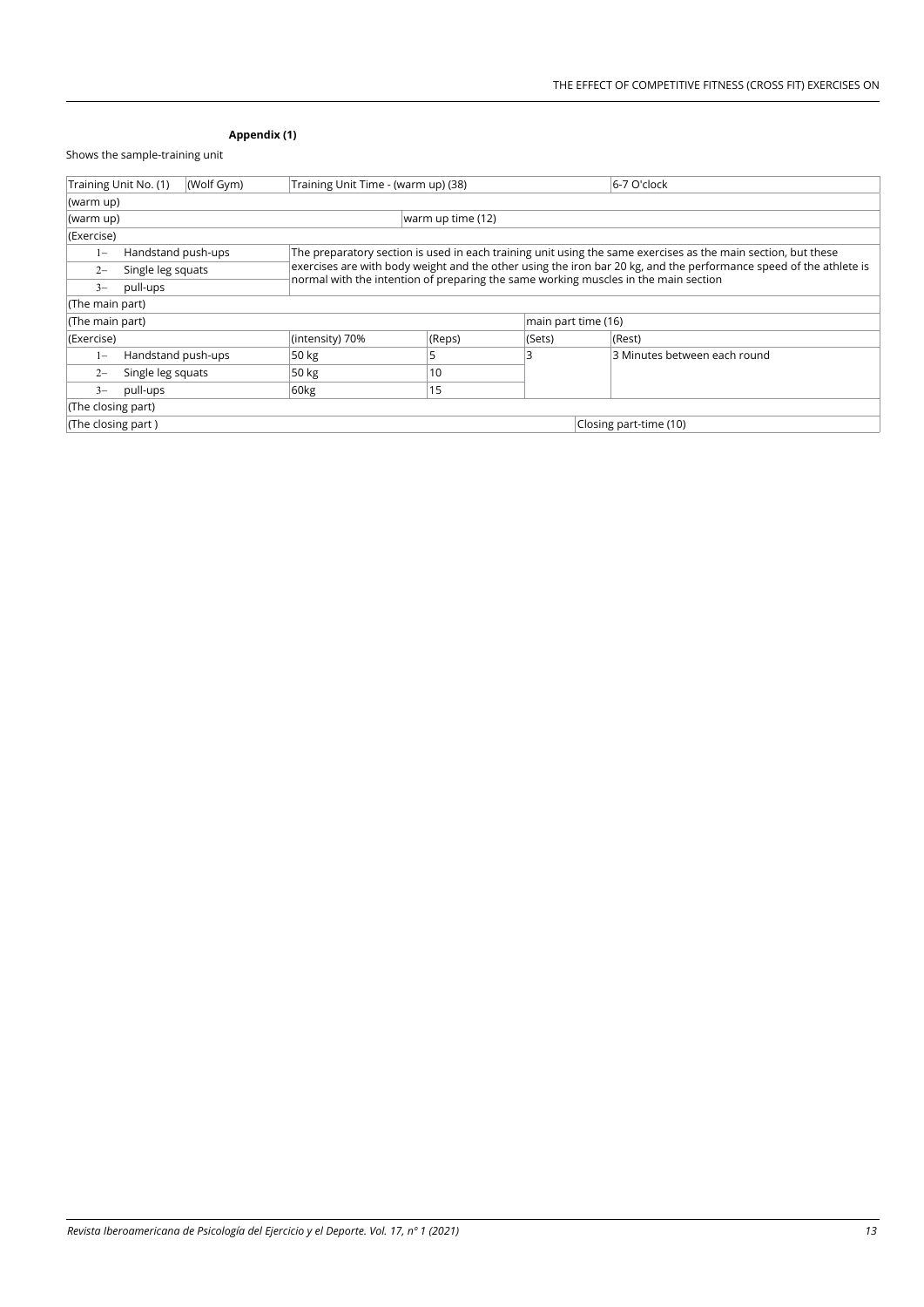**Appendix (1)**

Shows the sample-training unit

| | | | | | |
|---|---|---|---|---|---|
| Training Unit No. (1) | (Wolf Gym) | Training Unit Time - (warm up) (38) | | | 6-7 O'clock |
| (warm up) | | | | | |
| (warm up) | | | warm up time (12) | | |
| (Exercise) | | | | | |
| 1– Handstand push-ups | | The preparatory section is used in each training unit using the same exercises as the main section, but these exercises are with body weight and the other using the iron bar 20 kg, and the performance speed of the athlete is normal with the intention of preparing the same working muscles in the main section | | | |
| 2– Single leg squats | | | | | |
| 3– pull-ups | | | | | |
| (The main part) | | | | | |
| (The main part) | | | | main part time (16) | |
| (Exercise) | | (intensity) 70% | (Reps) | (Sets) | (Rest) |
| 1– Handstand push-ups | | 50 kg | 5 | 3 | 3 Minutes between each round |
| 2– Single leg squats | | 50 kg | 10 | | |
| 3– pull-ups | | 60kg | 15 | | |
| (The closing part) | | | | | |
| (The closing part ) | | | | | Closing part-time (10) |